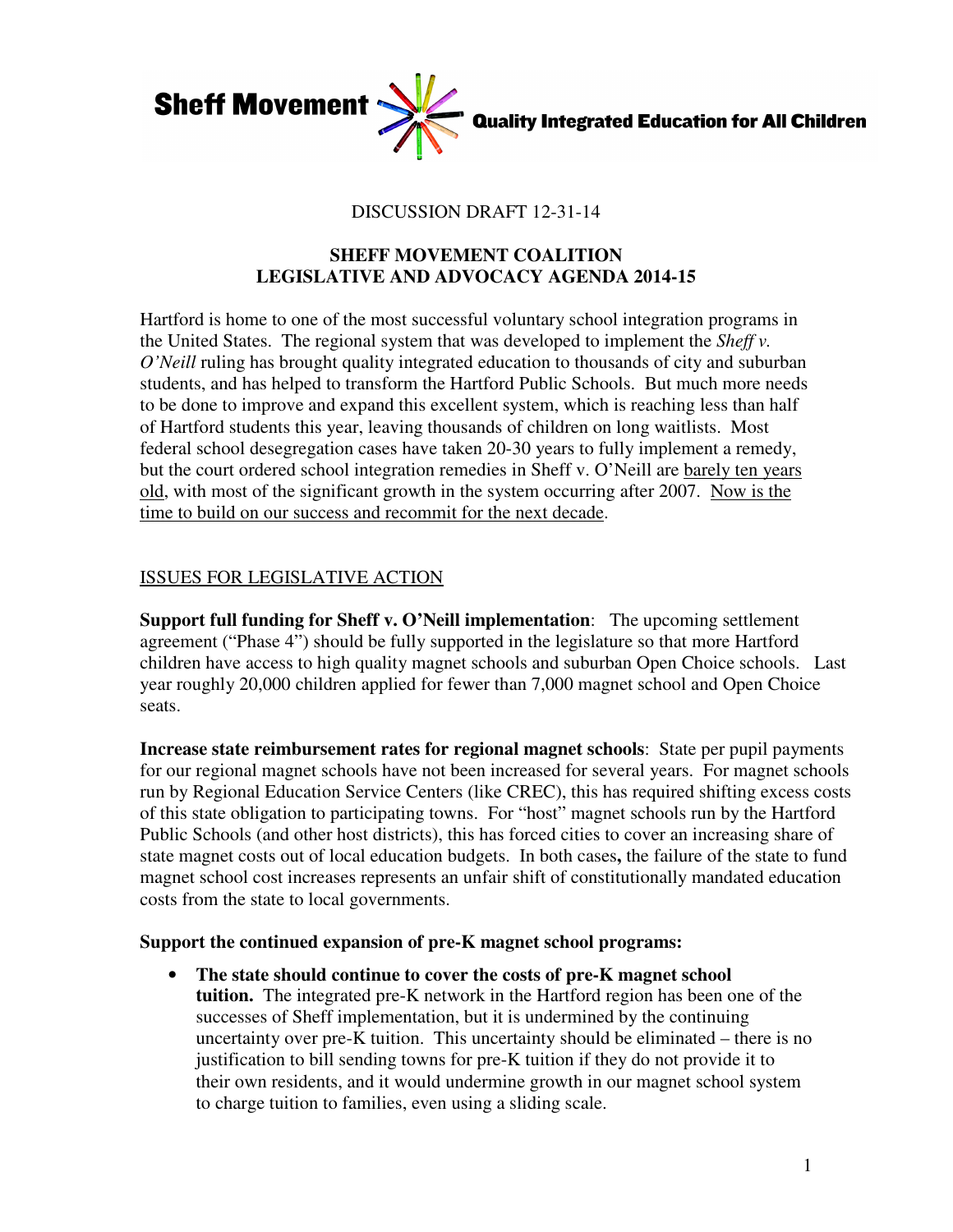**Sheff Movement** — **Quality Integrated Education for All Children**

DISCUSSION DRAFT 12-31-14

# SHEFF MOVEMENT COALITION
# LEGISLATIVE AND ADVOCACY AGENDA 2014-15

Hartford is home to one of the most successful voluntary school integration programs in the United States. The regional system that was developed to implement the *Sheff v. O'Neill* ruling has brought quality integrated education to thousands of city and suburban students, and has helped to transform the Hartford Public Schools. But much more needs to be done to improve and expand this excellent system, which is reaching less than half of Hartford students this year, leaving thousands of children on long waitlists. Most federal school desegregation cases have taken 20-30 years to fully implement a remedy, but the court ordered school integration remedies in Sheff v. O'Neill are <u>barely ten years old</u>, with most of the significant growth in the system occurring after 2007. <u>Now is the time to build on our success and recommit for the next decade</u>.

## <u>ISSUES FOR LEGISLATIVE ACTION</u>

**Support full funding for Sheff v. O'Neill implementation**: The upcoming settlement agreement ("Phase 4") should be fully supported in the legislature so that more Hartford children have access to high quality magnet schools and suburban Open Choice schools. Last year roughly 20,000 children applied for fewer than 7,000 magnet school and Open Choice seats.

**Increase state reimbursement rates for regional magnet schools**: State per pupil payments for our regional magnet schools have not been increased for several years. For magnet schools run by Regional Education Service Centers (like CREC), this has required shifting excess costs of this state obligation to participating towns. For "host" magnet schools run by the Hartford Public Schools (and other host districts), this has forced cities to cover an increasing share of state magnet costs out of local education budgets. In both cases**,** the failure of the state to fund magnet school cost increases represents an unfair shift of constitutionally mandated education costs from the state to local governments.

**Support the continued expansion of pre-K magnet school programs:**

- **The state should continue to cover the costs of pre-K magnet school tuition.** The integrated pre-K network in the Hartford region has been one of the successes of Sheff implementation, but it is undermined by the continuing uncertainty over pre-K tuition. This uncertainty should be eliminated – there is no justification to bill sending towns for pre-K tuition if they do not provide it to their own residents, and it would undermine growth in our magnet school system to charge tuition to families, even using a sliding scale.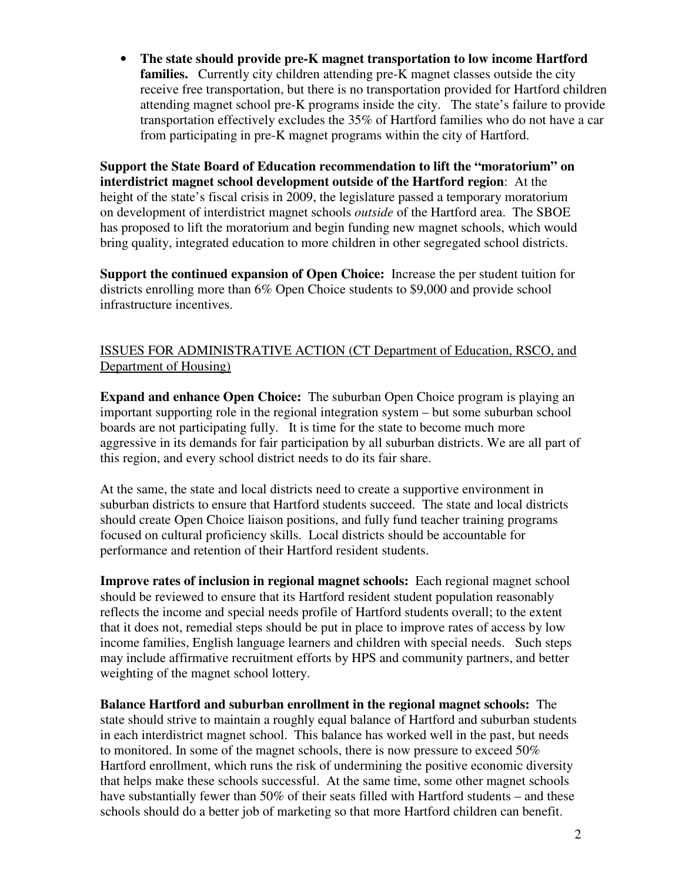- **The state should provide pre-K magnet transportation to low income Hartford families.** Currently city children attending pre-K magnet classes outside the city receive free transportation, but there is no transportation provided for Hartford children attending magnet school pre-K programs inside the city. The state's failure to provide transportation effectively excludes the 35% of Hartford families who do not have a car from participating in pre-K magnet programs within the city of Hartford.

**Support the State Board of Education recommendation to lift the "moratorium" on interdistrict magnet school development outside of the Hartford region**: At the height of the state's fiscal crisis in 2009, the legislature passed a temporary moratorium on development of interdistrict magnet schools *outside* of the Hartford area. The SBOE has proposed to lift the moratorium and begin funding new magnet schools, which would bring quality, integrated education to more children in other segregated school districts.

**Support the continued expansion of Open Choice:** Increase the per student tuition for districts enrolling more than 6% Open Choice students to $9,000 and provide school infrastructure incentives.

<u>ISSUES FOR ADMINISTRATIVE ACTION (CT Department of Education, RSCO, and Department of Housing)</u>

**Expand and enhance Open Choice:** The suburban Open Choice program is playing an important supporting role in the regional integration system – but some suburban school boards are not participating fully. It is time for the state to become much more aggressive in its demands for fair participation by all suburban districts. We are all part of this region, and every school district needs to do its fair share.

At the same, the state and local districts need to create a supportive environment in suburban districts to ensure that Hartford students succeed. The state and local districts should create Open Choice liaison positions, and fully fund teacher training programs focused on cultural proficiency skills. Local districts should be accountable for performance and retention of their Hartford resident students.

**Improve rates of inclusion in regional magnet schools:** Each regional magnet school should be reviewed to ensure that its Hartford resident student population reasonably reflects the income and special needs profile of Hartford students overall; to the extent that it does not, remedial steps should be put in place to improve rates of access by low income families, English language learners and children with special needs. Such steps may include affirmative recruitment efforts by HPS and community partners, and better weighting of the magnet school lottery.

**Balance Hartford and suburban enrollment in the regional magnet schools:** The state should strive to maintain a roughly equal balance of Hartford and suburban students in each interdistrict magnet school. This balance has worked well in the past, but needs to monitored. In some of the magnet schools, there is now pressure to exceed 50% Hartford enrollment, which runs the risk of undermining the positive economic diversity that helps make these schools successful. At the same time, some other magnet schools have substantially fewer than 50% of their seats filled with Hartford students – and these schools should do a better job of marketing so that more Hartford children can benefit.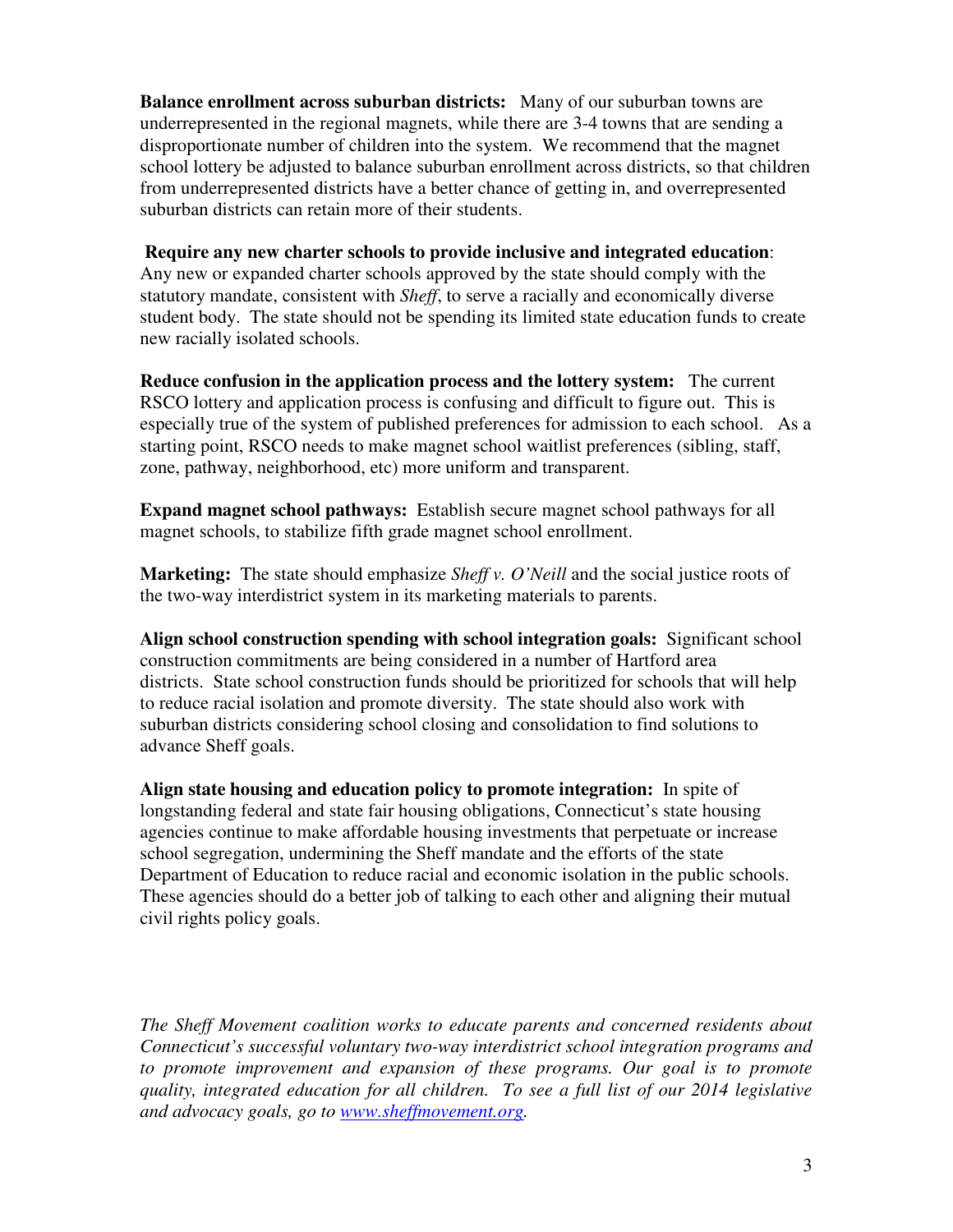**Balance enrollment across suburban districts:** Many of our suburban towns are underrepresented in the regional magnets, while there are 3-4 towns that are sending a disproportionate number of children into the system. We recommend that the magnet school lottery be adjusted to balance suburban enrollment across districts, so that children from underrepresented districts have a better chance of getting in, and overrepresented suburban districts can retain more of their students.

**Require any new charter schools to provide inclusive and integrated education**: Any new or expanded charter schools approved by the state should comply with the statutory mandate, consistent with *Sheff*, to serve a racially and economically diverse student body. The state should not be spending its limited state education funds to create new racially isolated schools.

**Reduce confusion in the application process and the lottery system:** The current RSCO lottery and application process is confusing and difficult to figure out. This is especially true of the system of published preferences for admission to each school. As a starting point, RSCO needs to make magnet school waitlist preferences (sibling, staff, zone, pathway, neighborhood, etc) more uniform and transparent.

**Expand magnet school pathways:** Establish secure magnet school pathways for all magnet schools, to stabilize fifth grade magnet school enrollment.

**Marketing:** The state should emphasize *Sheff v. O'Neill* and the social justice roots of the two-way interdistrict system in its marketing materials to parents.

**Align school construction spending with school integration goals:** Significant school construction commitments are being considered in a number of Hartford area districts. State school construction funds should be prioritized for schools that will help to reduce racial isolation and promote diversity. The state should also work with suburban districts considering school closing and consolidation to find solutions to advance Sheff goals.

**Align state housing and education policy to promote integration:** In spite of longstanding federal and state fair housing obligations, Connecticut's state housing agencies continue to make affordable housing investments that perpetuate or increase school segregation, undermining the Sheff mandate and the efforts of the state Department of Education to reduce racial and economic isolation in the public schools. These agencies should do a better job of talking to each other and aligning their mutual civil rights policy goals.

*The Sheff Movement coalition works to educate parents and concerned residents about Connecticut's successful voluntary two-way interdistrict school integration programs and to promote improvement and expansion of these programs. Our goal is to promote quality, integrated education for all children. To see a full list of our 2014 legislative and advocacy goals, go to [www.sheffmovement.org](http://www.sheffmovement.org).*